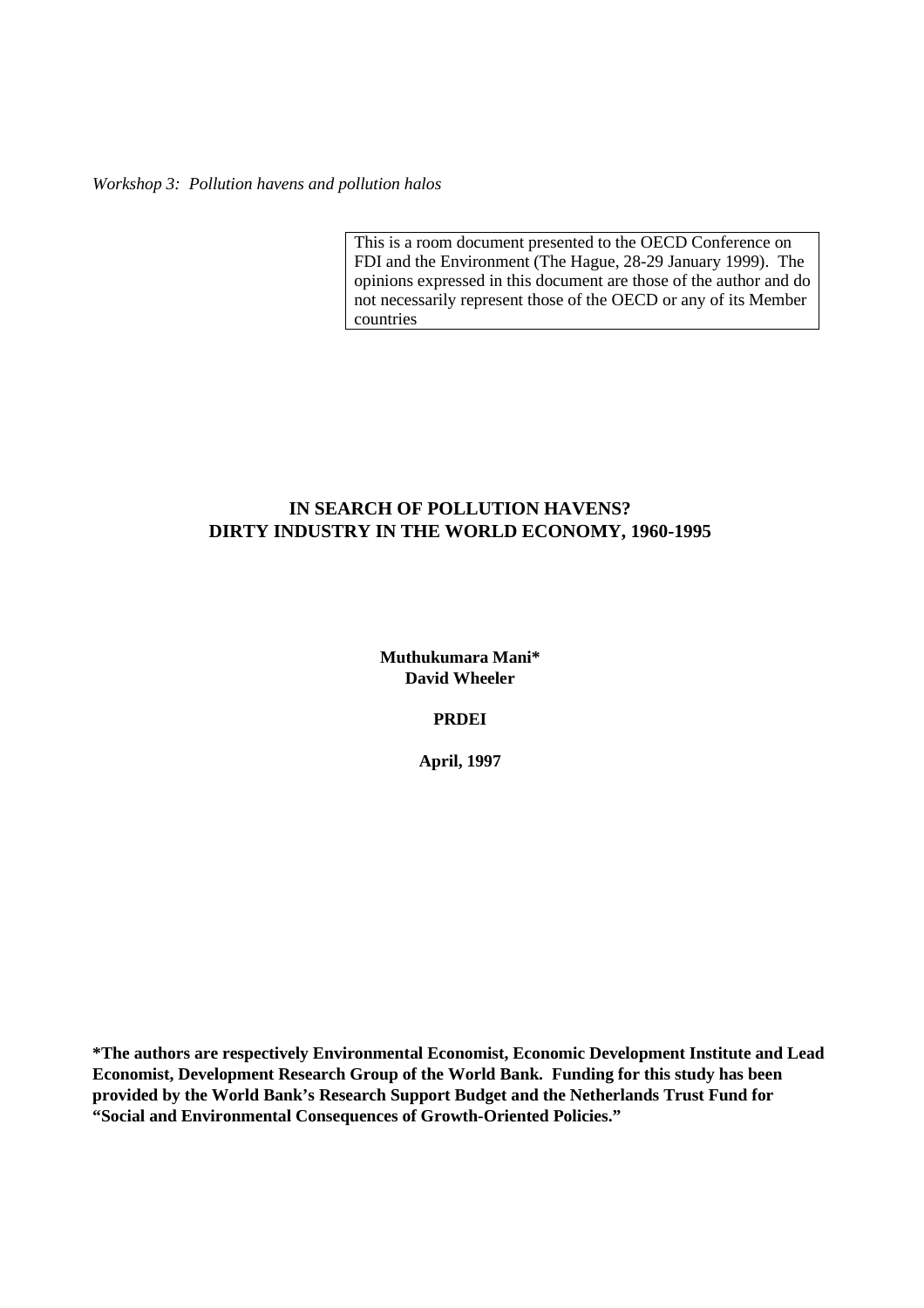*Workshop 3: Pollution havens and pollution halos*

This is a room document presented to the OECD Conference on FDI and the Environment (The Hague, 28-29 January 1999). The opinions expressed in this document are those of the author and do not necessarily represent those of the OECD or any of its Member countries

# IN SEARCH OF POLLUTION HAVENS? DIRTY INDUSTRY IN THE WORLD ECONOMY, 1960-1995

**Muthukumara Mani***
**David Wheeler**

**PRDEI**

**April, 1997**

**\*The authors are respectively Environmental Economist, Economic Development Institute and Lead Economist, Development Research Group of the World Bank. Funding for this study has been provided by the World Bank's Research Support Budget and the Netherlands Trust Fund for "Social and Environmental Consequences of Growth-Oriented Policies."**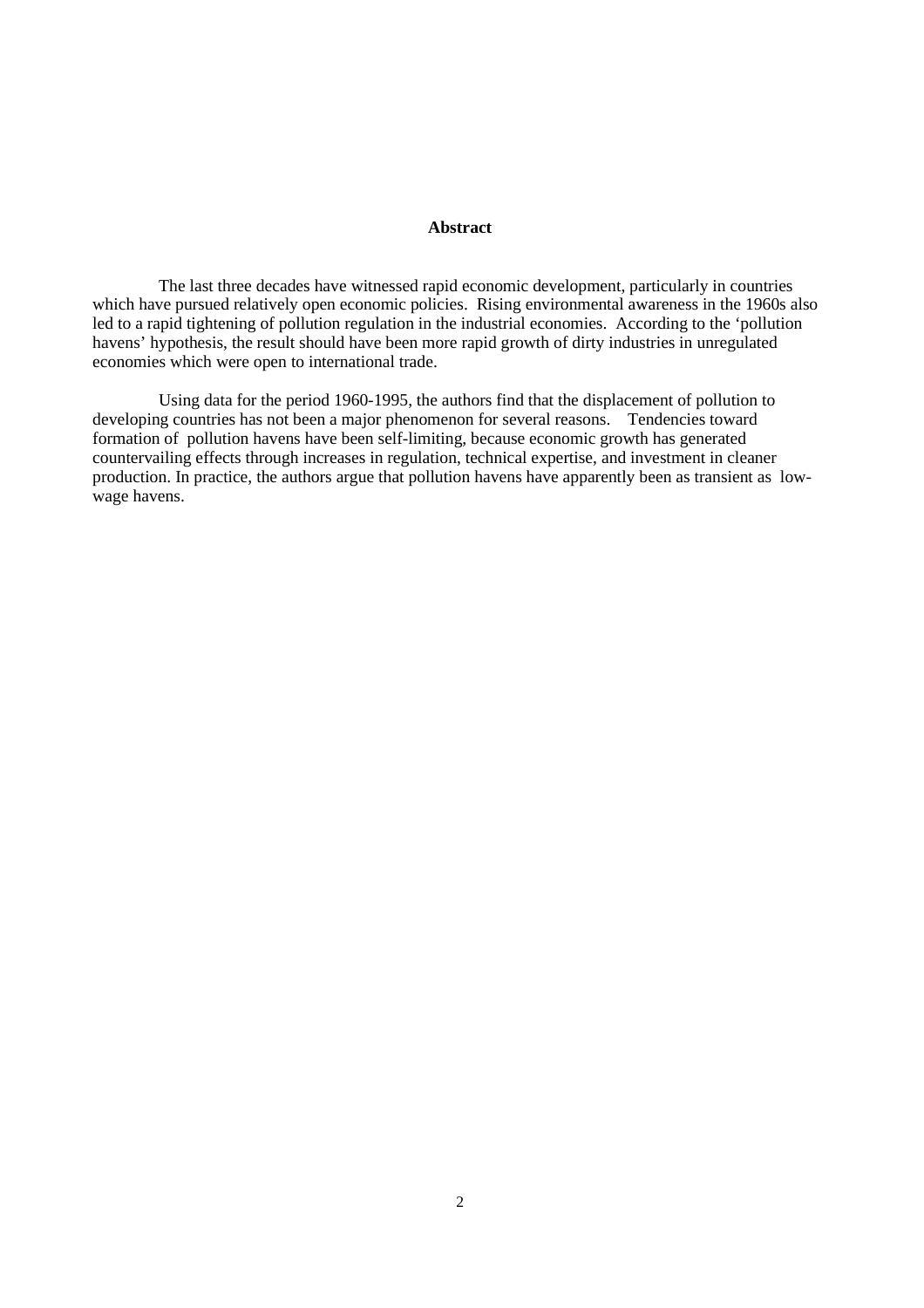**Abstract**

The last three decades have witnessed rapid economic development, particularly in countries which have pursued relatively open economic policies. Rising environmental awareness in the 1960s also led to a rapid tightening of pollution regulation in the industrial economies. According to the 'pollution havens' hypothesis, the result should have been more rapid growth of dirty industries in unregulated economies which were open to international trade.

Using data for the period 1960-1995, the authors find that the displacement of pollution to developing countries has not been a major phenomenon for several reasons. Tendencies toward formation of pollution havens have been self-limiting, because economic growth has generated countervailing effects through increases in regulation, technical expertise, and investment in cleaner production. In practice, the authors argue that pollution havens have apparently been as transient as low-wage havens.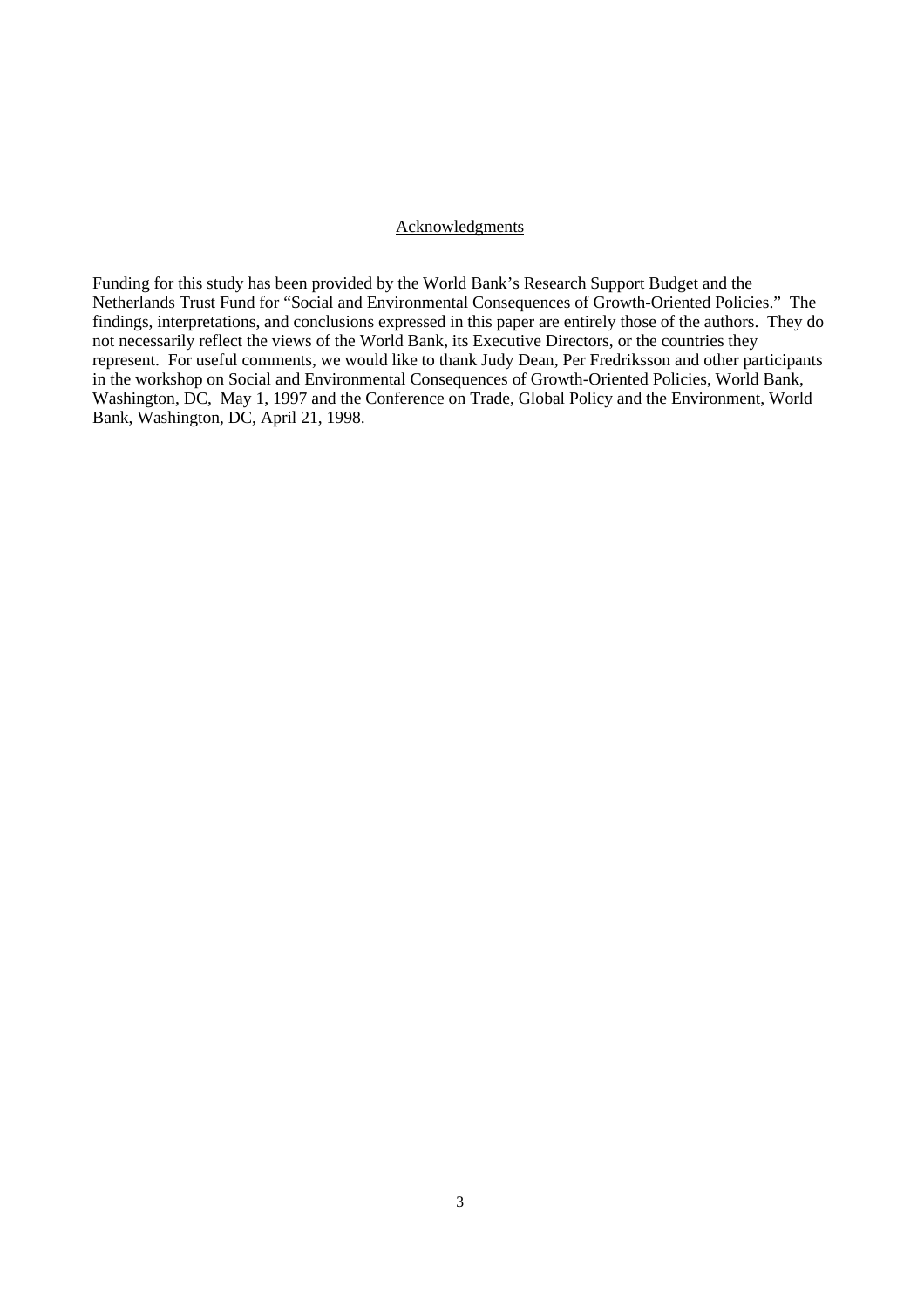## Acknowledgments

Funding for this study has been provided by the World Bank's Research Support Budget and the Netherlands Trust Fund for "Social and Environmental Consequences of Growth-Oriented Policies." The findings, interpretations, and conclusions expressed in this paper are entirely those of the authors. They do not necessarily reflect the views of the World Bank, its Executive Directors, or the countries they represent. For useful comments, we would like to thank Judy Dean, Per Fredriksson and other participants in the workshop on Social and Environmental Consequences of Growth-Oriented Policies, World Bank, Washington, DC, May 1, 1997 and the Conference on Trade, Global Policy and the Environment, World Bank, Washington, DC, April 21, 1998.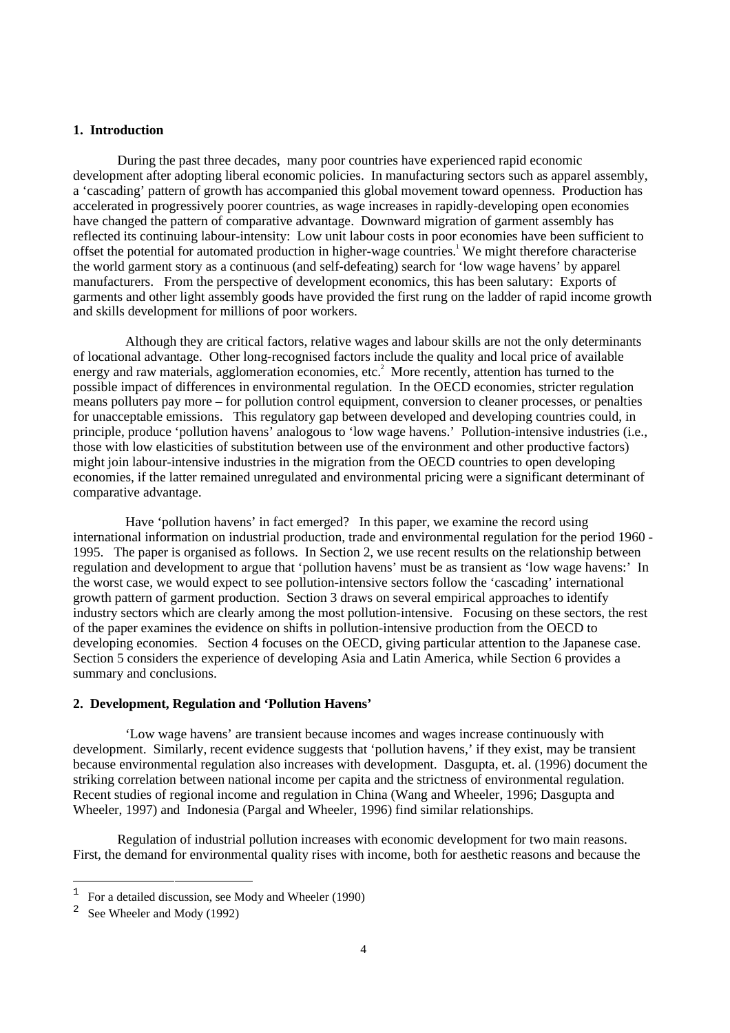## 1. Introduction

During the past three decades, many poor countries have experienced rapid economic development after adopting liberal economic policies. In manufacturing sectors such as apparel assembly, a 'cascading' pattern of growth has accompanied this global movement toward openness. Production has accelerated in progressively poorer countries, as wage increases in rapidly-developing open economies have changed the pattern of comparative advantage. Downward migration of garment assembly has reflected its continuing labour-intensity: Low unit labour costs in poor economies have been sufficient to offset the potential for automated production in higher-wage countries.[1] We might therefore characterise the world garment story as a continuous (and self-defeating) search for 'low wage havens' by apparel manufacturers. From the perspective of development economics, this has been salutary: Exports of garments and other light assembly goods have provided the first rung on the ladder of rapid income growth and skills development for millions of poor workers.

Although they are critical factors, relative wages and labour skills are not the only determinants of locational advantage. Other long-recognised factors include the quality and local price of available energy and raw materials, agglomeration economies, etc.[2] More recently, attention has turned to the possible impact of differences in environmental regulation. In the OECD economies, stricter regulation means polluters pay more – for pollution control equipment, conversion to cleaner processes, or penalties for unacceptable emissions. This regulatory gap between developed and developing countries could, in principle, produce 'pollution havens' analogous to 'low wage havens.' Pollution-intensive industries (i.e., those with low elasticities of substitution between use of the environment and other productive factors) might join labour-intensive industries in the migration from the OECD countries to open developing economies, if the latter remained unregulated and environmental pricing were a significant determinant of comparative advantage.

Have 'pollution havens' in fact emerged? In this paper, we examine the record using international information on industrial production, trade and environmental regulation for the period 1960 - 1995. The paper is organised as follows. In Section 2, we use recent results on the relationship between regulation and development to argue that 'pollution havens' must be as transient as 'low wage havens:' In the worst case, we would expect to see pollution-intensive sectors follow the 'cascading' international growth pattern of garment production. Section 3 draws on several empirical approaches to identify industry sectors which are clearly among the most pollution-intensive. Focusing on these sectors, the rest of the paper examines the evidence on shifts in pollution-intensive production from the OECD to developing economies. Section 4 focuses on the OECD, giving particular attention to the Japanese case. Section 5 considers the experience of developing Asia and Latin America, while Section 6 provides a summary and conclusions.

## 2. Development, Regulation and 'Pollution Havens'

'Low wage havens' are transient because incomes and wages increase continuously with development. Similarly, recent evidence suggests that 'pollution havens,' if they exist, may be transient because environmental regulation also increases with development. Dasgupta, et. al. (1996) document the striking correlation between national income per capita and the strictness of environmental regulation. Recent studies of regional income and regulation in China (Wang and Wheeler, 1996; Dasgupta and Wheeler, 1997) and Indonesia (Pargal and Wheeler, 1996) find similar relationships.

Regulation of industrial pollution increases with economic development for two main reasons. First, the demand for environmental quality rises with income, both for aesthetic reasons and because the

---

[1] For a detailed discussion, see Mody and Wheeler (1990)

[2] See Wheeler and Mody (1992)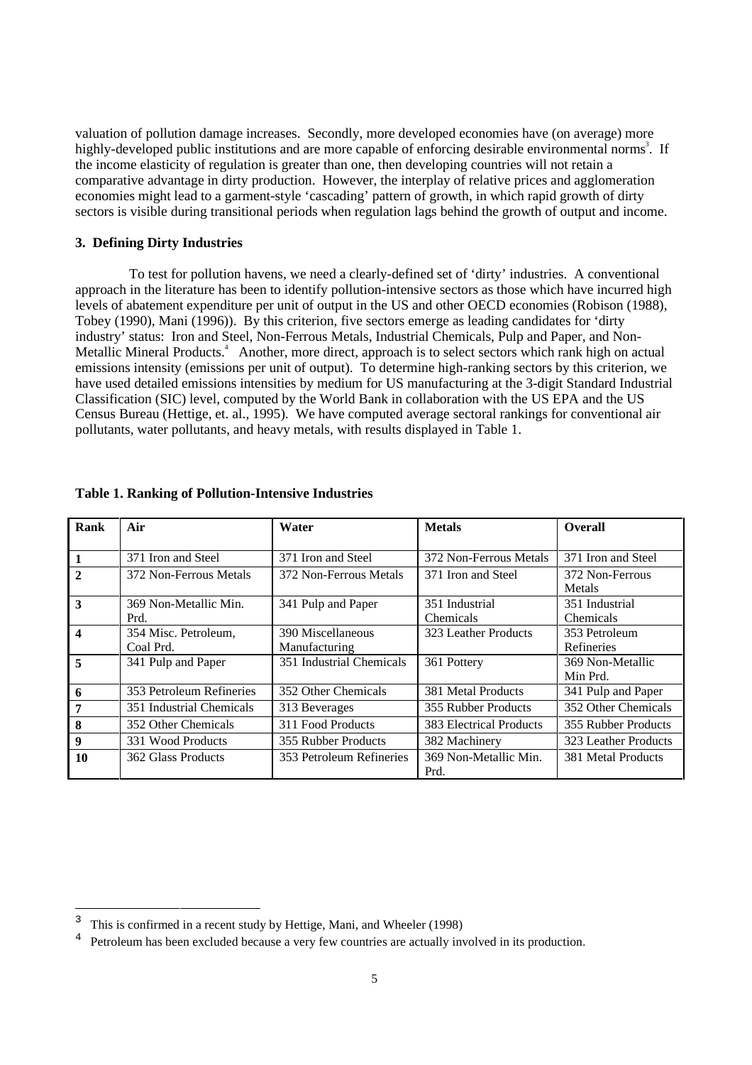valuation of pollution damage increases. Secondly, more developed economies have (on average) more highly-developed public institutions and are more capable of enforcing desirable environmental norms[3]. If the income elasticity of regulation is greater than one, then developing countries will not retain a comparative advantage in dirty production. However, the interplay of relative prices and agglomeration economies might lead to a garment-style 'cascading' pattern of growth, in which rapid growth of dirty sectors is visible during transitional periods when regulation lags behind the growth of output and income.

### 3. Defining Dirty Industries

To test for pollution havens, we need a clearly-defined set of 'dirty' industries. A conventional approach in the literature has been to identify pollution-intensive sectors as those which have incurred high levels of abatement expenditure per unit of output in the US and other OECD economies (Robison (1988), Tobey (1990), Mani (1996)). By this criterion, five sectors emerge as leading candidates for 'dirty industry' status: Iron and Steel, Non-Ferrous Metals, Industrial Chemicals, Pulp and Paper, and Non-Metallic Mineral Products.[4] Another, more direct, approach is to select sectors which rank high on actual emissions intensity (emissions per unit of output). To determine high-ranking sectors by this criterion, we have used detailed emissions intensities by medium for US manufacturing at the 3-digit Standard Industrial Classification (SIC) level, computed by the World Bank in collaboration with the US EPA and the US Census Bureau (Hettige, et. al., 1995). We have computed average sectoral rankings for conventional air pollutants, water pollutants, and heavy metals, with results displayed in Table 1.

**Table 1. Ranking of Pollution-Intensive Industries**

| Rank | Air | Water | Metals | Overall |
|---|---|---|---|---|
| 1 | 371 Iron and Steel | 371 Iron and Steel | 372 Non-Ferrous Metals | 371 Iron and Steel |
| 2 | 372 Non-Ferrous Metals | 372 Non-Ferrous Metals | 371 Iron and Steel | 372 Non-Ferrous Metals |
| 3 | 369 Non-Metallic Min. Prd. | 341 Pulp and Paper | 351 Industrial Chemicals | 351 Industrial Chemicals |
| 4 | 354 Misc. Petroleum, Coal Prd. | 390 Miscellaneous Manufacturing | 323 Leather Products | 353 Petroleum Refineries |
| 5 | 341 Pulp and Paper | 351 Industrial Chemicals | 361 Pottery | 369 Non-Metallic Min Prd. |
| 6 | 353 Petroleum Refineries | 352 Other Chemicals | 381 Metal Products | 341 Pulp and Paper |
| 7 | 351 Industrial Chemicals | 313 Beverages | 355 Rubber Products | 352 Other Chemicals |
| 8 | 352 Other Chemicals | 311 Food Products | 383 Electrical Products | 355 Rubber Products |
| 9 | 331 Wood Products | 355 Rubber Products | 382 Machinery | 323 Leather Products |
| 10 | 362 Glass Products | 353 Petroleum Refineries | 369 Non-Metallic Min. Prd. | 381 Metal Products |

---

[3] This is confirmed in a recent study by Hettige, Mani, and Wheeler (1998)

[4] Petroleum has been excluded because a very few countries are actually involved in its production.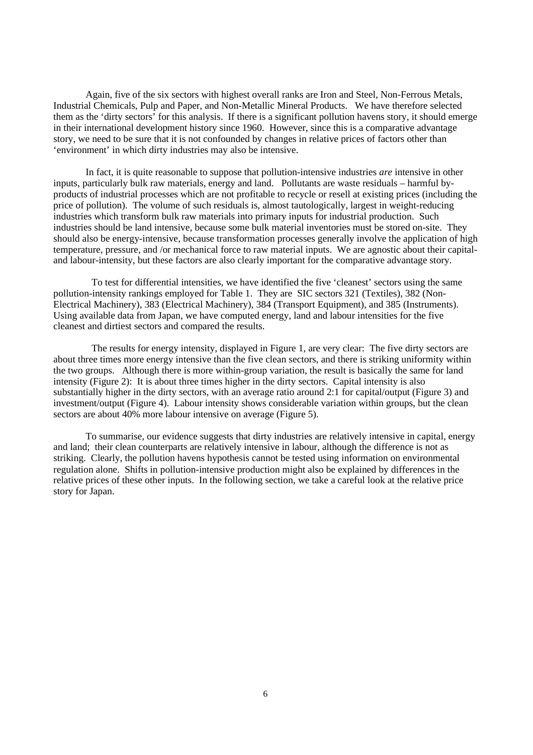Again, five of the six sectors with highest overall ranks are Iron and Steel, Non-Ferrous Metals, Industrial Chemicals, Pulp and Paper, and Non-Metallic Mineral Products. We have therefore selected them as the 'dirty sectors' for this analysis. If there is a significant pollution havens story, it should emerge in their international development history since 1960. However, since this is a comparative advantage story, we need to be sure that it is not confounded by changes in relative prices of factors other than 'environment' in which dirty industries may also be intensive.

In fact, it is quite reasonable to suppose that pollution-intensive industries *are* intensive in other inputs, particularly bulk raw materials, energy and land. Pollutants are waste residuals – harmful by-products of industrial processes which are not profitable to recycle or resell at existing prices (including the price of pollution). The volume of such residuals is, almost tautologically, largest in weight-reducing industries which transform bulk raw materials into primary inputs for industrial production. Such industries should be land intensive, because some bulk material inventories must be stored on-site. They should also be energy-intensive, because transformation processes generally involve the application of high temperature, pressure, and /or mechanical force to raw material inputs. We are agnostic about their capital- and labour-intensity, but these factors are also clearly important for the comparative advantage story.

To test for differential intensities, we have identified the five 'cleanest' sectors using the same pollution-intensity rankings employed for Table 1. They are SIC sectors 321 (Textiles), 382 (Non-Electrical Machinery), 383 (Electrical Machinery), 384 (Transport Equipment), and 385 (Instruments). Using available data from Japan, we have computed energy, land and labour intensities for the five cleanest and dirtiest sectors and compared the results.

The results for energy intensity, displayed in Figure 1, are very clear: The five dirty sectors are about three times more energy intensive than the five clean sectors, and there is striking uniformity within the two groups. Although there is more within-group variation, the result is basically the same for land intensity (Figure 2): It is about three times higher in the dirty sectors. Capital intensity is also substantially higher in the dirty sectors, with an average ratio around 2:1 for capital/output (Figure 3) and investment/output (Figure 4). Labour intensity shows considerable variation within groups, but the clean sectors are about 40% more labour intensive on average (Figure 5).

To summarise, our evidence suggests that dirty industries are relatively intensive in capital, energy and land; their clean counterparts are relatively intensive in labour, although the difference is not as striking. Clearly, the pollution havens hypothesis cannot be tested using information on environmental regulation alone. Shifts in pollution-intensive production might also be explained by differences in the relative prices of these other inputs. In the following section, we take a careful look at the relative price story for Japan.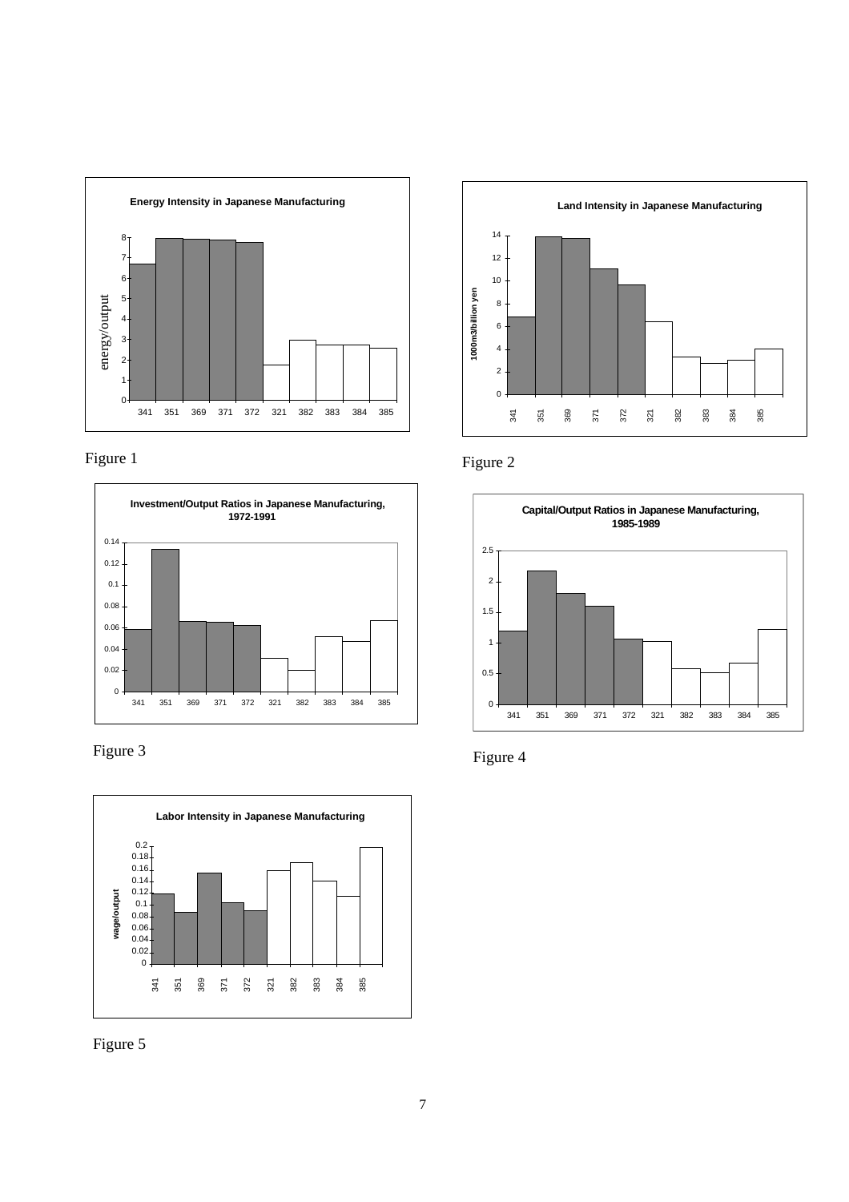**Energy Intensity in Japanese Manufacturing**

Figure 1

**Land Intensity in Japanese Manufacturing**

Figure 2

**Investment/Output Ratios in Japanese Manufacturing, 1972-1991**

Figure 3

**Capital/Output Ratios in Japanese Manufacturing, 1985-1989**

Figure 4

**Labor Intensity in Japanese Manufacturing**

Figure 5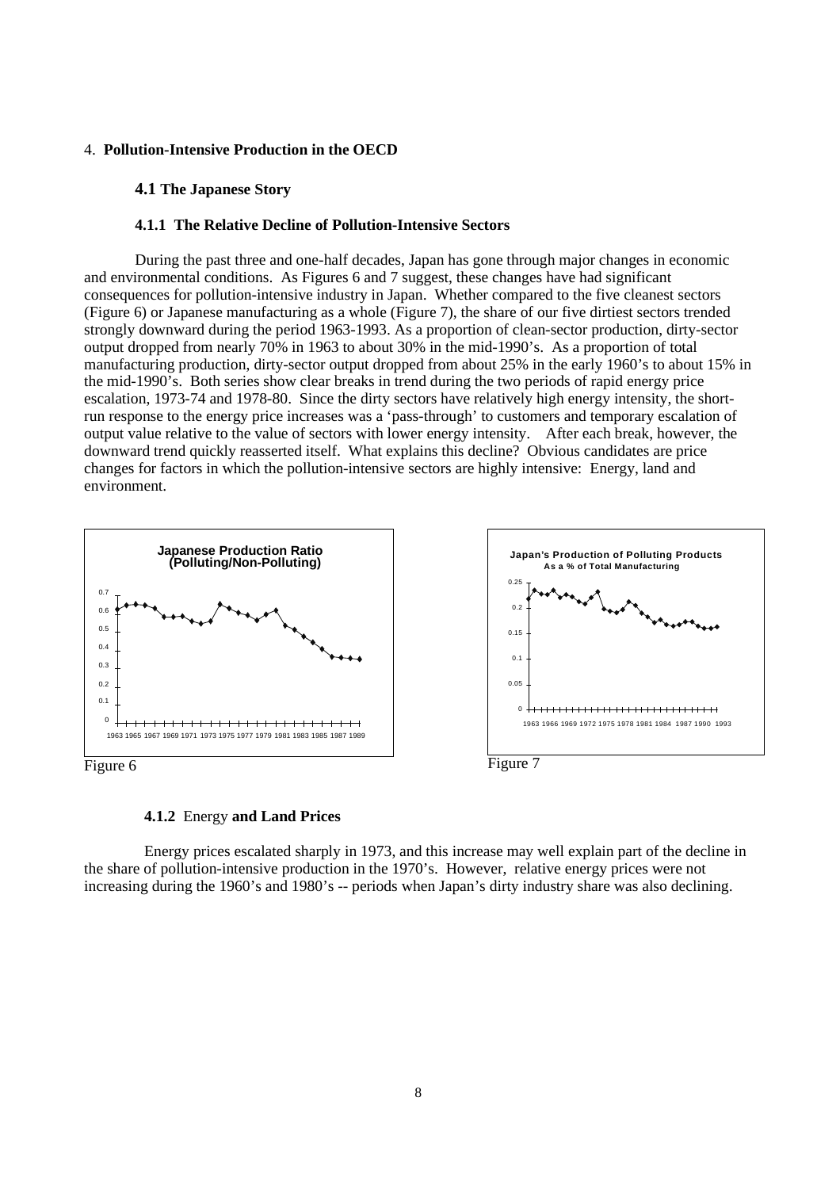## 4. **Pollution-Intensive Production in the OECD**

### 4.1 The Japanese Story

#### 4.1.1 The Relative Decline of Pollution-Intensive Sectors

During the past three and one-half decades, Japan has gone through major changes in economic and environmental conditions. As Figures 6 and 7 suggest, these changes have had significant consequences for pollution-intensive industry in Japan. Whether compared to the five cleanest sectors (Figure 6) or Japanese manufacturing as a whole (Figure 7), the share of our five dirtiest sectors trended strongly downward during the period 1963-1993. As a proportion of clean-sector production, dirty-sector output dropped from nearly 70% in 1963 to about 30% in the mid-1990's. As a proportion of total manufacturing production, dirty-sector output dropped from about 25% in the early 1960's to about 15% in the mid-1990's. Both series show clear breaks in trend during the two periods of rapid energy price escalation, 1973-74 and 1978-80. Since the dirty sectors have relatively high energy intensity, the short-run response to the energy price increases was a 'pass-through' to customers and temporary escalation of output value relative to the value of sectors with lower energy intensity. After each break, however, the downward trend quickly reasserted itself. What explains this decline? Obvious candidates are price changes for factors in which the pollution-intensive sectors are highly intensive: Energy, land and environment.

Figure 6

Figure 7

#### 4.1.2 Energy **and Land Prices**

Energy prices escalated sharply in 1973, and this increase may well explain part of the decline in the share of pollution-intensive production in the 1970's. However, relative energy prices were not increasing during the 1960's and 1980's -- periods when Japan's dirty industry share was also declining.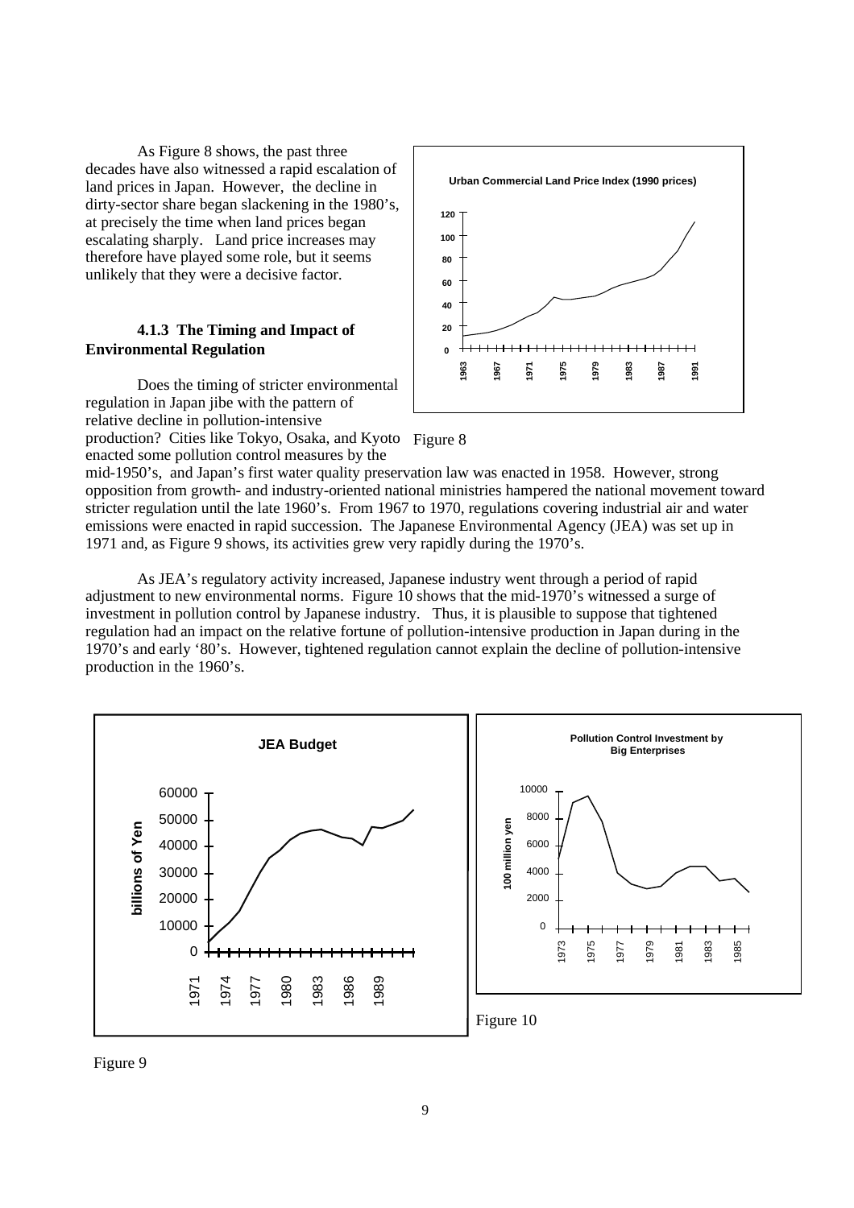As Figure 8 shows, the past three decades have also witnessed a rapid escalation of land prices in Japan. However, the decline in dirty-sector share began slackening in the 1980's, at precisely the time when land prices began escalating sharply. Land price increases may therefore have played some role, but it seems unlikely that they were a decisive factor.

Figure 8

#### 4.1.3 The Timing and Impact of Environmental Regulation

Does the timing of stricter environmental regulation in Japan jibe with the pattern of relative decline in pollution-intensive production? Cities like Tokyo, Osaka, and Kyoto enacted some pollution control measures by the mid-1950's, and Japan's first water quality preservation law was enacted in 1958. However, strong opposition from growth- and industry-oriented national ministries hampered the national movement toward stricter regulation until the late 1960's. From 1967 to 1970, regulations covering industrial air and water emissions were enacted in rapid succession. The Japanese Environmental Agency (JEA) was set up in 1971 and, as Figure 9 shows, its activities grew very rapidly during the 1970's.

As JEA's regulatory activity increased, Japanese industry went through a period of rapid adjustment to new environmental norms. Figure 10 shows that the mid-1970's witnessed a surge of investment in pollution control by Japanese industry. Thus, it is plausible to suppose that tightened regulation had an impact on the relative fortune of pollution-intensive production in Japan during in the 1970's and early '80's. However, tightened regulation cannot explain the decline of pollution-intensive production in the 1960's.

Figure 10

Figure 9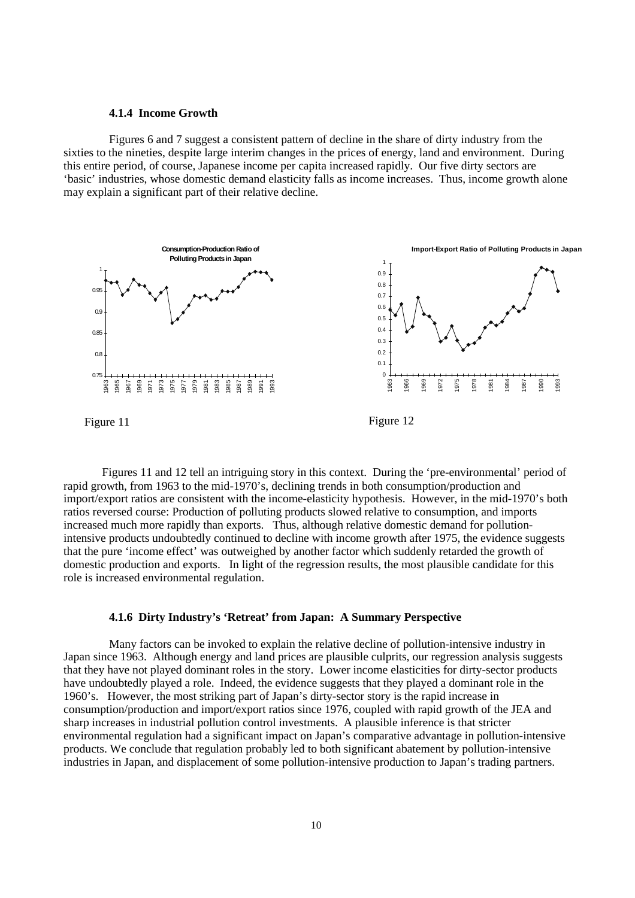#### 4.1.4 Income Growth

Figures 6 and 7 suggest a consistent pattern of decline in the share of dirty industry from the sixties to the nineties, despite large interim changes in the prices of energy, land and environment. During this entire period, of course, Japanese income per capita increased rapidly. Our five dirty sectors are 'basic' industries, whose domestic demand elasticity falls as income increases. Thus, income growth alone may explain a significant part of their relative decline.

Figure 11

Figure 12

Figures 11 and 12 tell an intriguing story in this context. During the 'pre-environmental' period of rapid growth, from 1963 to the mid-1970's, declining trends in both consumption/production and import/export ratios are consistent with the income-elasticity hypothesis. However, in the mid-1970's both ratios reversed course: Production of polluting products slowed relative to consumption, and imports increased much more rapidly than exports. Thus, although relative domestic demand for pollution-intensive products undoubtedly continued to decline with income growth after 1975, the evidence suggests that the pure 'income effect' was outweighed by another factor which suddenly retarded the growth of domestic production and exports. In light of the regression results, the most plausible candidate for this role is increased environmental regulation.

#### 4.1.6 Dirty Industry's 'Retreat' from Japan: A Summary Perspective

Many factors can be invoked to explain the relative decline of pollution-intensive industry in Japan since 1963. Although energy and land prices are plausible culprits, our regression analysis suggests that they have not played dominant roles in the story. Lower income elasticities for dirty-sector products have undoubtedly played a role. Indeed, the evidence suggests that they played a dominant role in the 1960's. However, the most striking part of Japan's dirty-sector story is the rapid increase in consumption/production and import/export ratios since 1976, coupled with rapid growth of the JEA and sharp increases in industrial pollution control investments. A plausible inference is that stricter environmental regulation had a significant impact on Japan's comparative advantage in pollution-intensive products. We conclude that regulation probably led to both significant abatement by pollution-intensive industries in Japan, and displacement of some pollution-intensive production to Japan's trading partners.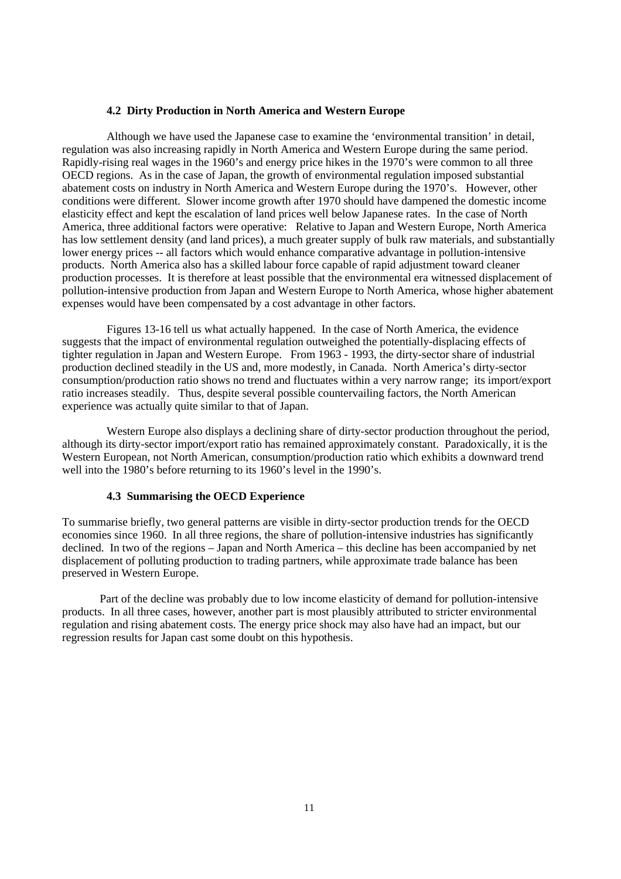### 4.2 Dirty Production in North America and Western Europe

Although we have used the Japanese case to examine the 'environmental transition' in detail, regulation was also increasing rapidly in North America and Western Europe during the same period. Rapidly-rising real wages in the 1960's and energy price hikes in the 1970's were common to all three OECD regions. As in the case of Japan, the growth of environmental regulation imposed substantial abatement costs on industry in North America and Western Europe during the 1970's. However, other conditions were different. Slower income growth after 1970 should have dampened the domestic income elasticity effect and kept the escalation of land prices well below Japanese rates. In the case of North America, three additional factors were operative: Relative to Japan and Western Europe, North America has low settlement density (and land prices), a much greater supply of bulk raw materials, and substantially lower energy prices -- all factors which would enhance comparative advantage in pollution-intensive products. North America also has a skilled labour force capable of rapid adjustment toward cleaner production processes. It is therefore at least possible that the environmental era witnessed displacement of pollution-intensive production from Japan and Western Europe to North America, whose higher abatement expenses would have been compensated by a cost advantage in other factors.

Figures 13-16 tell us what actually happened. In the case of North America, the evidence suggests that the impact of environmental regulation outweighed the potentially-displacing effects of tighter regulation in Japan and Western Europe. From 1963 - 1993, the dirty-sector share of industrial production declined steadily in the US and, more modestly, in Canada. North America's dirty-sector consumption/production ratio shows no trend and fluctuates within a very narrow range; its import/export ratio increases steadily. Thus, despite several possible countervailing factors, the North American experience was actually quite similar to that of Japan.

Western Europe also displays a declining share of dirty-sector production throughout the period, although its dirty-sector import/export ratio has remained approximately constant. Paradoxically, it is the Western European, not North American, consumption/production ratio which exhibits a downward trend well into the 1980's before returning to its 1960's level in the 1990's.

### 4.3 Summarising the OECD Experience

To summarise briefly, two general patterns are visible in dirty-sector production trends for the OECD economies since 1960. In all three regions, the share of pollution-intensive industries has significantly declined. In two of the regions – Japan and North America – this decline has been accompanied by net displacement of polluting production to trading partners, while approximate trade balance has been preserved in Western Europe.

Part of the decline was probably due to low income elasticity of demand for pollution-intensive products. In all three cases, however, another part is most plausibly attributed to stricter environmental regulation and rising abatement costs. The energy price shock may also have had an impact, but our regression results for Japan cast some doubt on this hypothesis.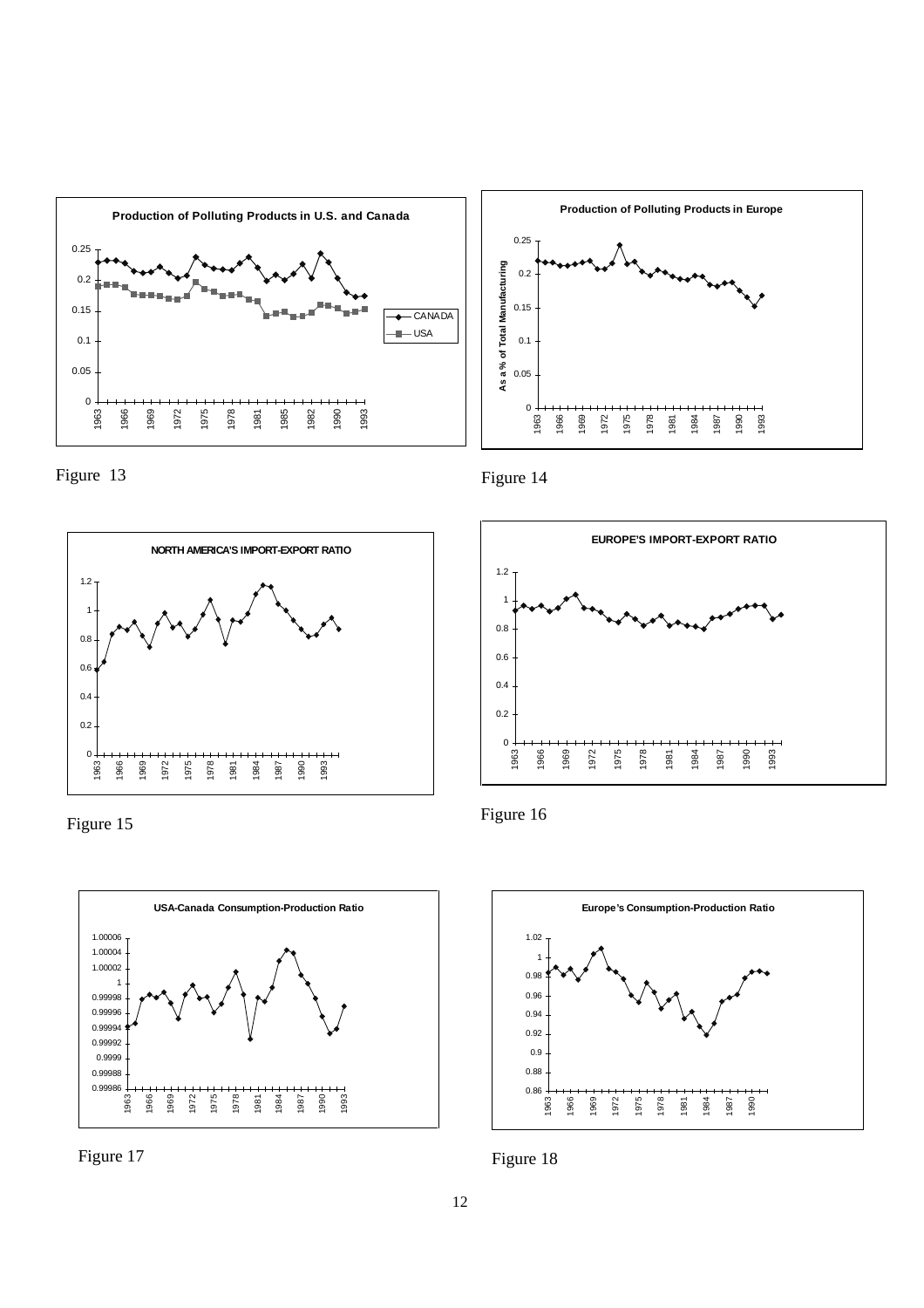Figure 13

Figure 14

Figure 15

Figure 16

Figure 17

Figure 18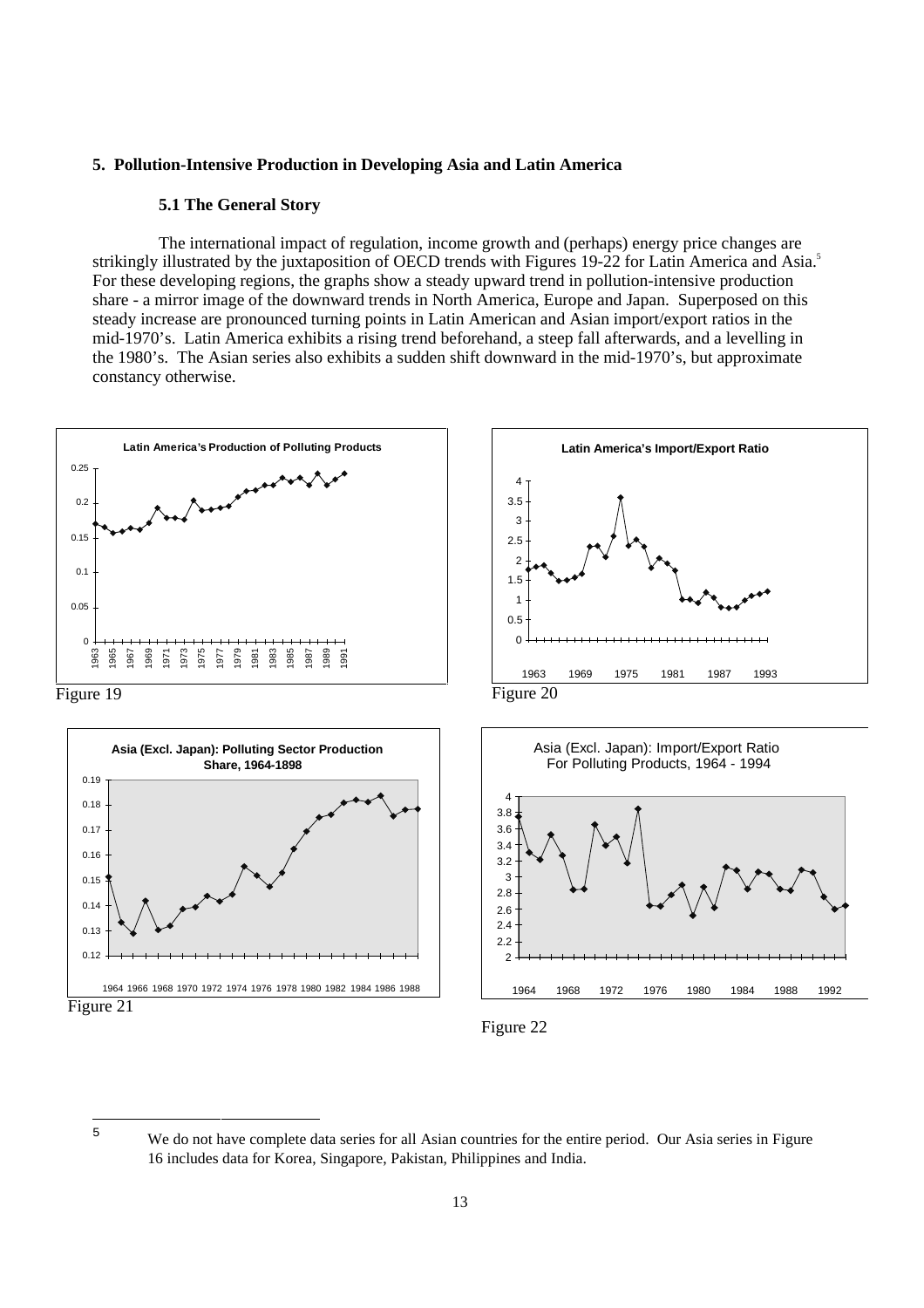## 5. Pollution-Intensive Production in Developing Asia and Latin America

### 5.1 The General Story

The international impact of regulation, income growth and (perhaps) energy price changes are strikingly illustrated by the juxtaposition of OECD trends with Figures 19-22 for Latin America and Asia.[5] For these developing regions, the graphs show a steady upward trend in pollution-intensive production share - a mirror image of the downward trends in North America, Europe and Japan. Superposed on this steady increase are pronounced turning points in Latin American and Asian import/export ratios in the mid-1970's. Latin America exhibits a rising trend beforehand, a steep fall afterwards, and a levelling in the 1980's. The Asian series also exhibits a sudden shift downward in the mid-1970's, but approximate constancy otherwise.

Latin America's Production of Polluting Products

Figure 19

Latin America's Import/Export Ratio

Figure 20

Asia (Excl. Japan): Polluting Sector Production Share, 1964-1898

Figure 21

Asia (Excl. Japan): Import/Export Ratio For Polluting Products, 1964 - 1994

Figure 22

---

[5] We do not have complete data series for all Asian countries for the entire period. Our Asia series in Figure 16 includes data for Korea, Singapore, Pakistan, Philippines and India.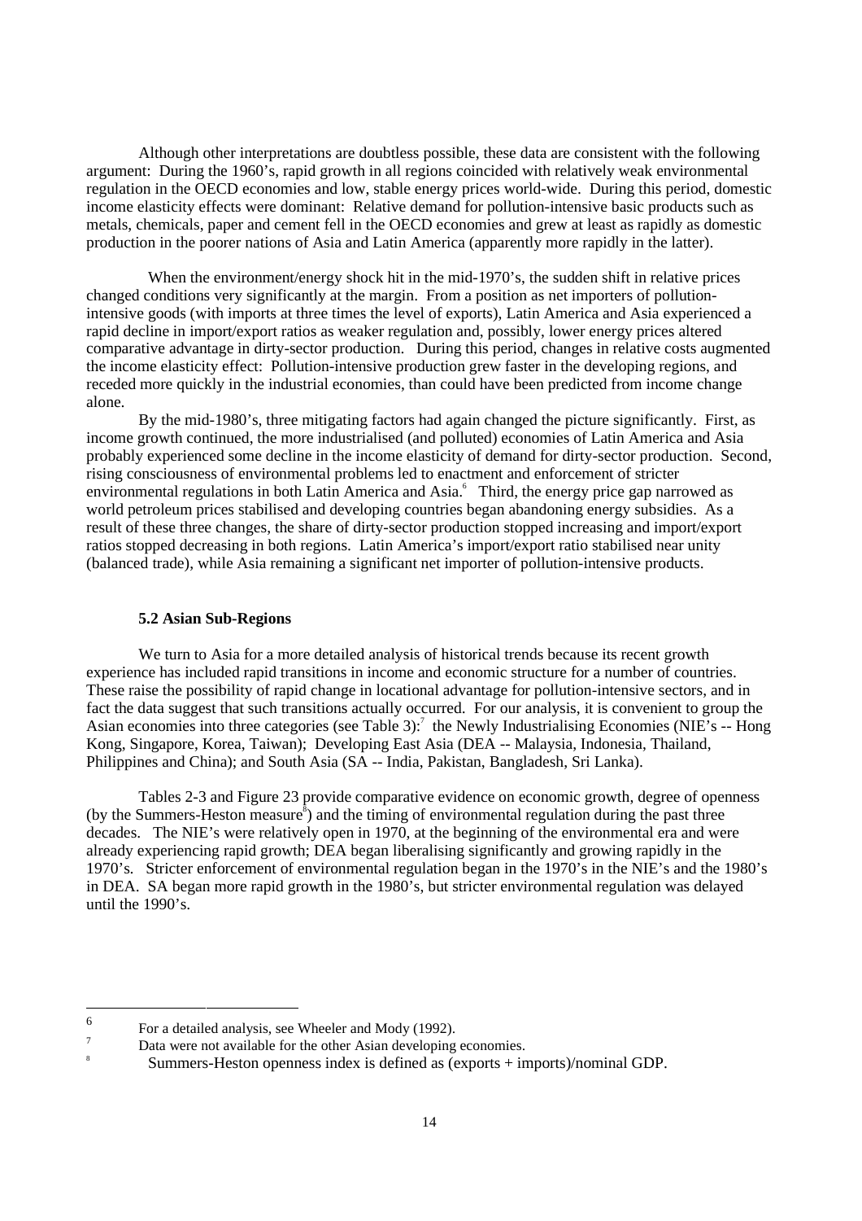Although other interpretations are doubtless possible, these data are consistent with the following argument: During the 1960's, rapid growth in all regions coincided with relatively weak environmental regulation in the OECD economies and low, stable energy prices world-wide. During this period, domestic income elasticity effects were dominant: Relative demand for pollution-intensive basic products such as metals, chemicals, paper and cement fell in the OECD economies and grew at least as rapidly as domestic production in the poorer nations of Asia and Latin America (apparently more rapidly in the latter).

When the environment/energy shock hit in the mid-1970's, the sudden shift in relative prices changed conditions very significantly at the margin. From a position as net importers of pollution-intensive goods (with imports at three times the level of exports), Latin America and Asia experienced a rapid decline in import/export ratios as weaker regulation and, possibly, lower energy prices altered comparative advantage in dirty-sector production. During this period, changes in relative costs augmented the income elasticity effect: Pollution-intensive production grew faster in the developing regions, and receded more quickly in the industrial economies, than could have been predicted from income change alone.

By the mid-1980's, three mitigating factors had again changed the picture significantly. First, as income growth continued, the more industrialised (and polluted) economies of Latin America and Asia probably experienced some decline in the income elasticity of demand for dirty-sector production. Second, rising consciousness of environmental problems led to enactment and enforcement of stricter environmental regulations in both Latin America and Asia.[6] Third, the energy price gap narrowed as world petroleum prices stabilised and developing countries began abandoning energy subsidies. As a result of these three changes, the share of dirty-sector production stopped increasing and import/export ratios stopped decreasing in both regions. Latin America's import/export ratio stabilised near unity (balanced trade), while Asia remaining a significant net importer of pollution-intensive products.

### 5.2 Asian Sub-Regions

We turn to Asia for a more detailed analysis of historical trends because its recent growth experience has included rapid transitions in income and economic structure for a number of countries. These raise the possibility of rapid change in locational advantage for pollution-intensive sectors, and in fact the data suggest that such transitions actually occurred. For our analysis, it is convenient to group the Asian economies into three categories (see Table 3):[7] the Newly Industrialising Economies (NIE's -- Hong Kong, Singapore, Korea, Taiwan); Developing East Asia (DEA -- Malaysia, Indonesia, Thailand, Philippines and China); and South Asia (SA -- India, Pakistan, Bangladesh, Sri Lanka).

Tables 2-3 and Figure 23 provide comparative evidence on economic growth, degree of openness (by the Summers-Heston measure[8]) and the timing of environmental regulation during the past three decades. The NIE's were relatively open in 1970, at the beginning of the environmental era and were already experiencing rapid growth; DEA began liberalising significantly and growing rapidly in the 1970's. Stricter enforcement of environmental regulation began in the 1970's in the NIE's and the 1980's in DEA. SA began more rapid growth in the 1980's, but stricter environmental regulation was delayed until the 1990's.

---

[6] For a detailed analysis, see Wheeler and Mody (1992).

[7] Data were not available for the other Asian developing economies.

[8] Summers-Heston openness index is defined as (exports + imports)/nominal GDP.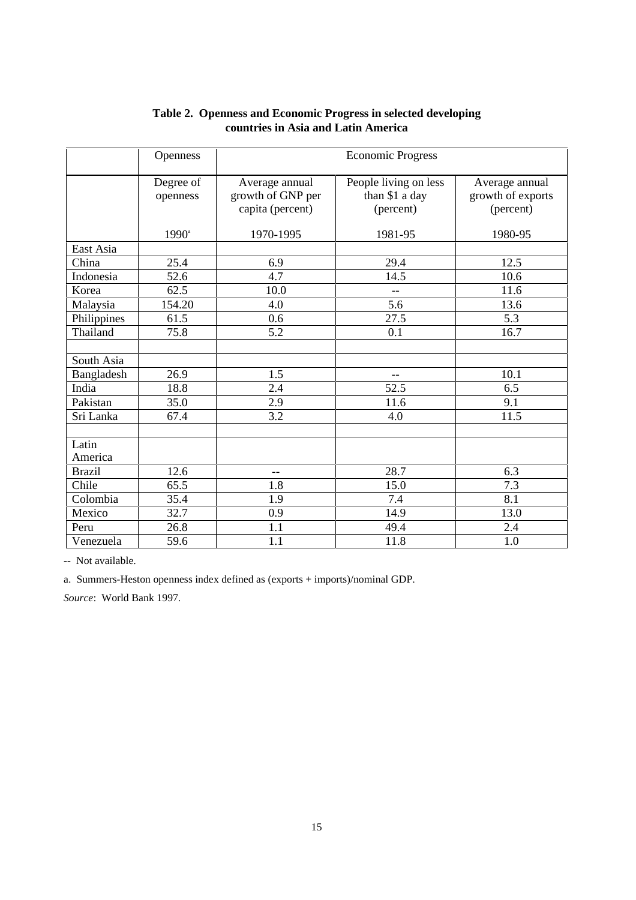**Table 2. Openness and Economic Progress in selected developing countries in Asia and Latin America**

| | Openness | Economic Progress | | |
|---|---|---|---|---|
| | Degree of openness | Average annual growth of GNP per capita (percent) | People living on less than $1 a day (percent) | Average annual growth of exports (percent) |
| | 1990[a] | 1970-1995 | 1981-95 | 1980-95 |
| East Asia | | | | |
| China | 25.4 | 6.9 | 29.4 | 12.5 |
| Indonesia | 52.6 | 4.7 | 14.5 | 10.6 |
| Korea | 62.5 | 10.0 | -- | 11.6 |
| Malaysia | 154.20 | 4.0 | 5.6 | 13.6 |
| Philippines | 61.5 | 0.6 | 27.5 | 5.3 |
| Thailand | 75.8 | 5.2 | 0.1 | 16.7 |
| | | | | |
| South Asia | | | | |
| Bangladesh | 26.9 | 1.5 | -- | 10.1 |
| India | 18.8 | 2.4 | 52.5 | 6.5 |
| Pakistan | 35.0 | 2.9 | 11.6 | 9.1 |
| Sri Lanka | 67.4 | 3.2 | 4.0 | 11.5 |
| | | | | |
| Latin America | | | | |
| Brazil | 12.6 | -- | 28.7 | 6.3 |
| Chile | 65.5 | 1.8 | 15.0 | 7.3 |
| Colombia | 35.4 | 1.9 | 7.4 | 8.1 |
| Mexico | 32.7 | 0.9 | 14.9 | 13.0 |
| Peru | 26.8 | 1.1 | 49.4 | 2.4 |
| Venezuela | 59.6 | 1.1 | 11.8 | 1.0 |

-- Not available.

a. Summers-Heston openness index defined as (exports + imports)/nominal GDP.

*Source*: World Bank 1997.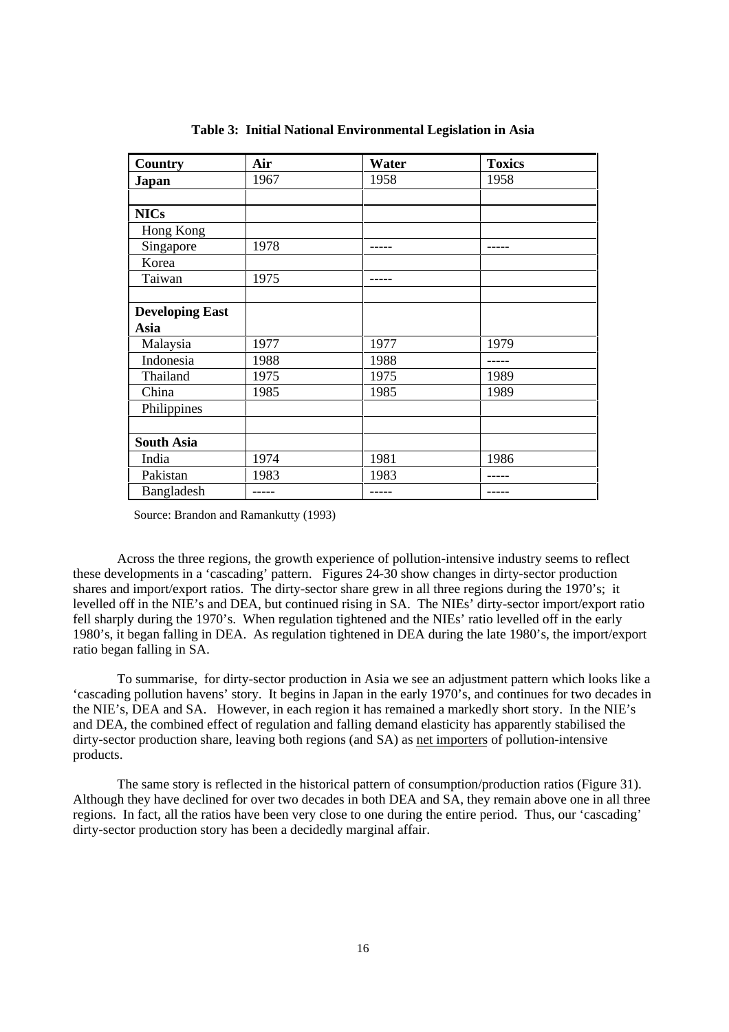**Table 3: Initial National Environmental Legislation in Asia**

| Country | Air | Water | Toxics |
|---|---|---|---|
| **Japan** | 1967 | 1958 | 1958 |
| | | | |
| **NICs** | | | |
| Hong Kong | | | |
| Singapore | 1978 | ----- | ----- |
| Korea | | | |
| Taiwan | 1975 | ----- | |
| | | | |
| **Developing East Asia** | | | |
| Malaysia | 1977 | 1977 | 1979 |
| Indonesia | 1988 | 1988 | ----- |
| Thailand | 1975 | 1975 | 1989 |
| China | 1985 | 1985 | 1989 |
| Philippines | | | |
| | | | |
| **South Asia** | | | |
| India | 1974 | 1981 | 1986 |
| Pakistan | 1983 | 1983 | ----- |
| Bangladesh | ----- | ----- | ----- |

Source: Brandon and Ramankutty (1993)

Across the three regions, the growth experience of pollution-intensive industry seems to reflect these developments in a 'cascading' pattern. Figures 24-30 show changes in dirty-sector production shares and import/export ratios. The dirty-sector share grew in all three regions during the 1970's; it levelled off in the NIE's and DEA, but continued rising in SA. The NIEs' dirty-sector import/export ratio fell sharply during the 1970's. When regulation tightened and the NIEs' ratio levelled off in the early 1980's, it began falling in DEA. As regulation tightened in DEA during the late 1980's, the import/export ratio began falling in SA.

To summarise, for dirty-sector production in Asia we see an adjustment pattern which looks like a 'cascading pollution havens' story. It begins in Japan in the early 1970's, and continues for two decades in the NIE's, DEA and SA. However, in each region it has remained a markedly short story. In the NIE's and DEA, the combined effect of regulation and falling demand elasticity has apparently stabilised the dirty-sector production share, leaving both regions (and SA) as net importers of pollution-intensive products.

The same story is reflected in the historical pattern of consumption/production ratios (Figure 31). Although they have declined for over two decades in both DEA and SA, they remain above one in all three regions. In fact, all the ratios have been very close to one during the entire period. Thus, our 'cascading' dirty-sector production story has been a decidedly marginal affair.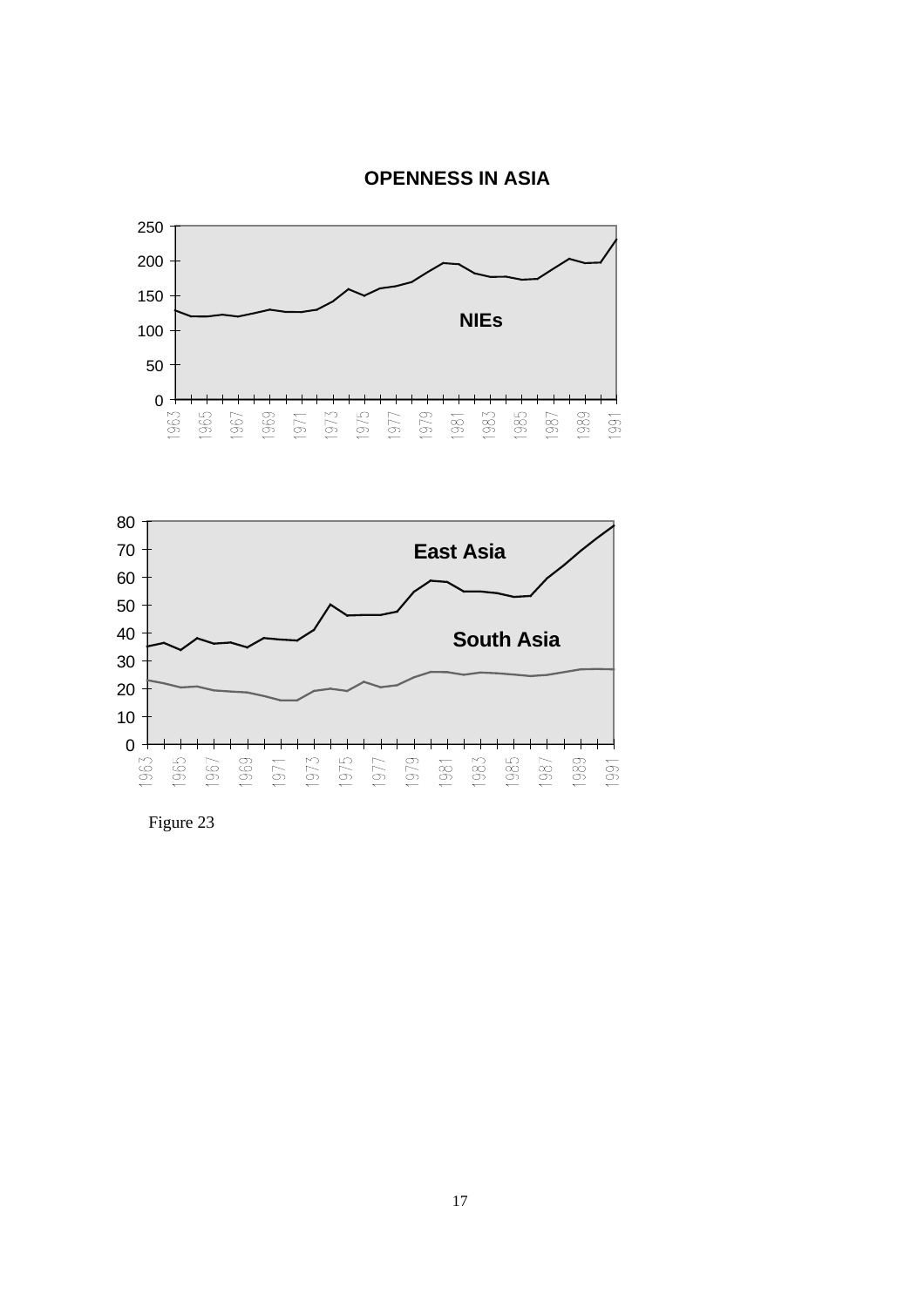**OPENNESS IN ASIA**

Figure 23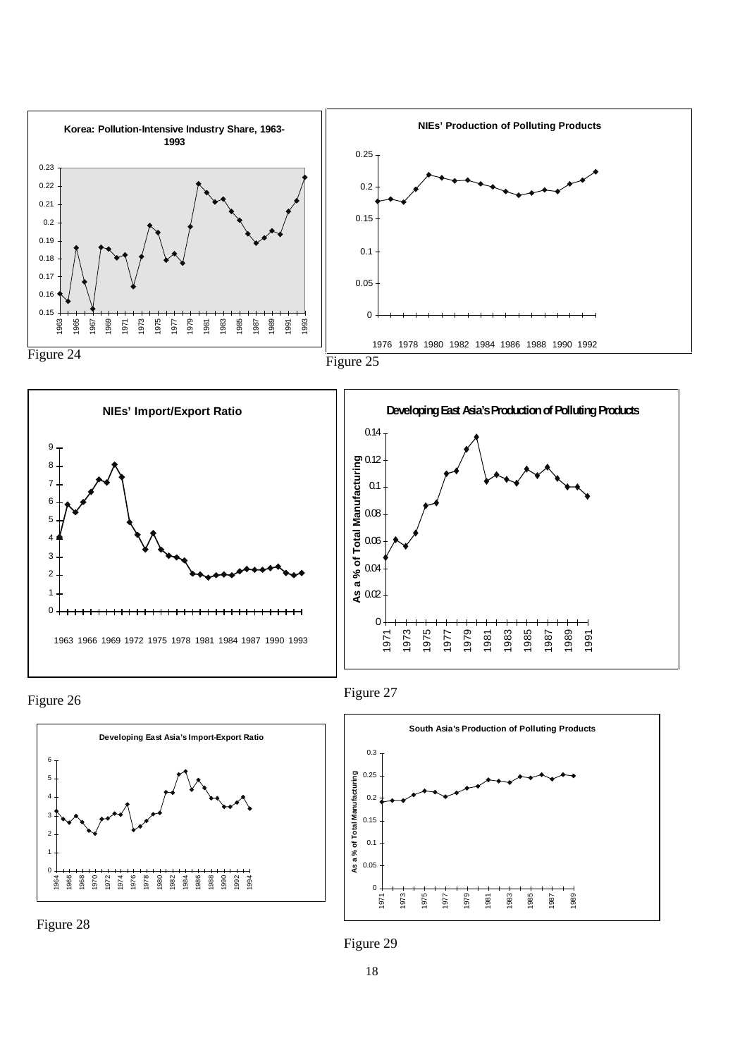**Korea: Pollution-Intensive Industry Share, 1963-1993**

Figure 24

**NIEs' Production of Polluting Products**

Figure 25

**NIEs' Import/Export Ratio**

Figure 26

**Developing East Asia's Production of Polluting Products**

Figure 27

**Developing East Asia's Import-Export Ratio**

Figure 28

**South Asia's Production of Polluting Products**

Figure 29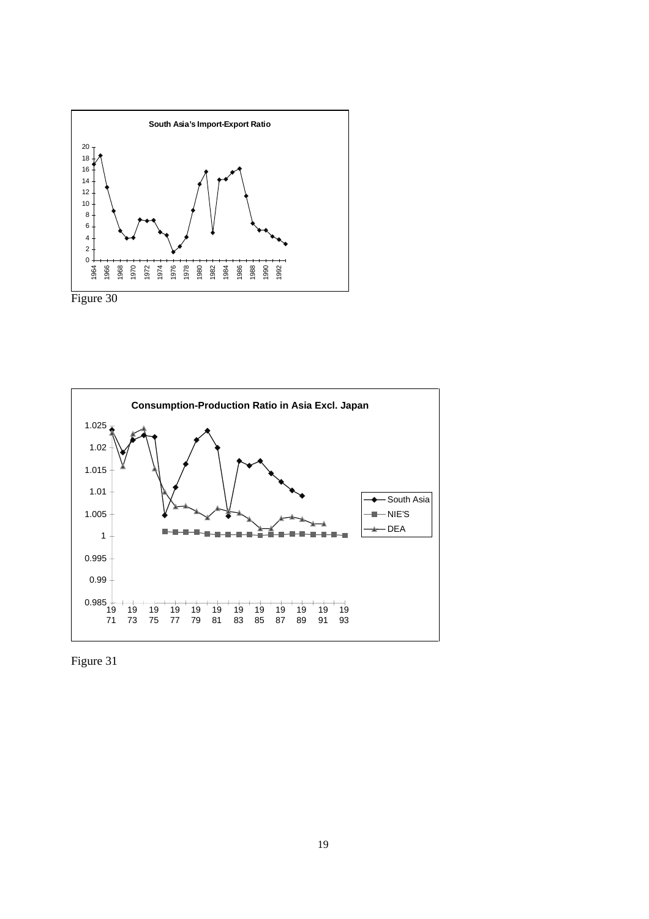Figure 30

Figure 31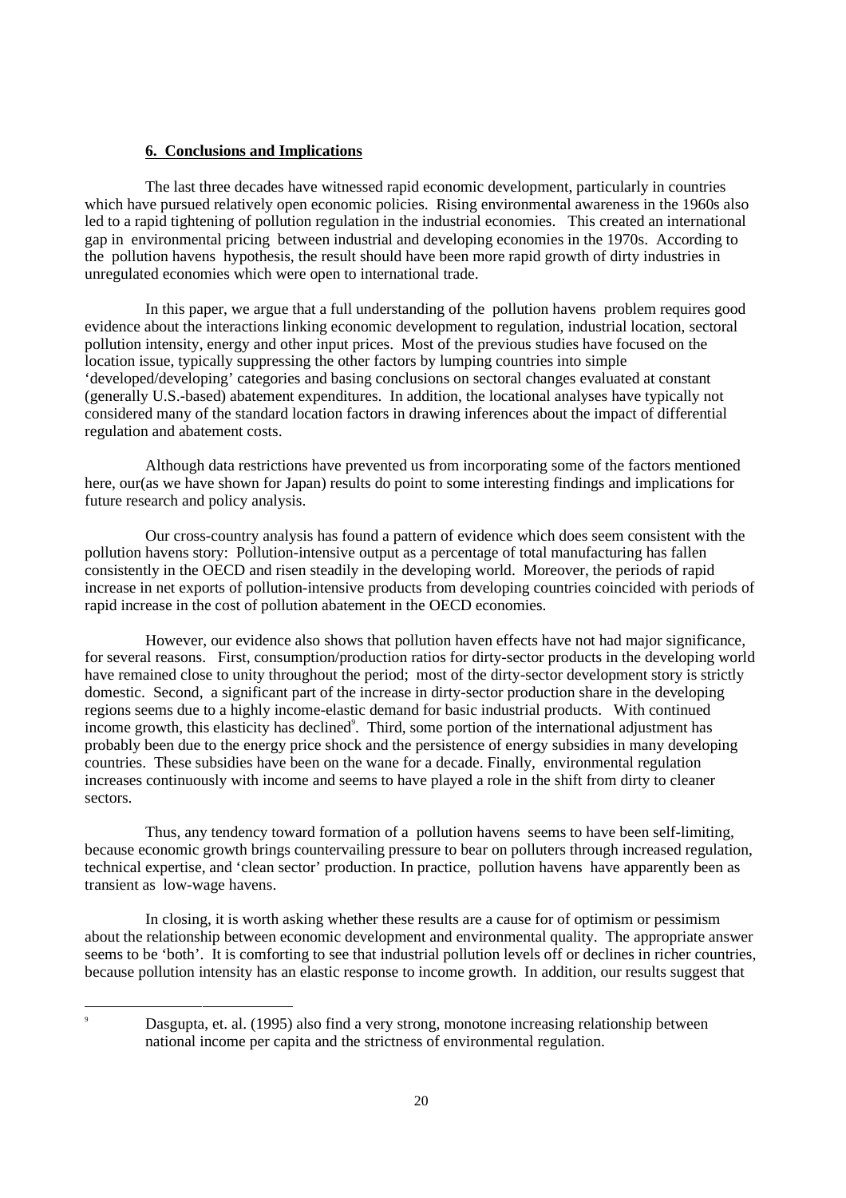## 6. Conclusions and Implications

The last three decades have witnessed rapid economic development, particularly in countries which have pursued relatively open economic policies. Rising environmental awareness in the 1960s also led to a rapid tightening of pollution regulation in the industrial economies. This created an international gap in environmental pricing between industrial and developing economies in the 1970s. According to the pollution havens hypothesis, the result should have been more rapid growth of dirty industries in unregulated economies which were open to international trade.

In this paper, we argue that a full understanding of the pollution havens problem requires good evidence about the interactions linking economic development to regulation, industrial location, sectoral pollution intensity, energy and other input prices. Most of the previous studies have focused on the location issue, typically suppressing the other factors by lumping countries into simple 'developed/developing' categories and basing conclusions on sectoral changes evaluated at constant (generally U.S.-based) abatement expenditures. In addition, the locational analyses have typically not considered many of the standard location factors in drawing inferences about the impact of differential regulation and abatement costs.

Although data restrictions have prevented us from incorporating some of the factors mentioned here, our(as we have shown for Japan) results do point to some interesting findings and implications for future research and policy analysis.

Our cross-country analysis has found a pattern of evidence which does seem consistent with the pollution havens story: Pollution-intensive output as a percentage of total manufacturing has fallen consistently in the OECD and risen steadily in the developing world. Moreover, the periods of rapid increase in net exports of pollution-intensive products from developing countries coincided with periods of rapid increase in the cost of pollution abatement in the OECD economies.

However, our evidence also shows that pollution haven effects have not had major significance, for several reasons. First, consumption/production ratios for dirty-sector products in the developing world have remained close to unity throughout the period; most of the dirty-sector development story is strictly domestic. Second, a significant part of the increase in dirty-sector production share in the developing regions seems due to a highly income-elastic demand for basic industrial products. With continued income growth, this elasticity has declined[9]. Third, some portion of the international adjustment has probably been due to the energy price shock and the persistence of energy subsidies in many developing countries. These subsidies have been on the wane for a decade. Finally, environmental regulation increases continuously with income and seems to have played a role in the shift from dirty to cleaner sectors.

Thus, any tendency toward formation of a pollution havens seems to have been self-limiting, because economic growth brings countervailing pressure to bear on polluters through increased regulation, technical expertise, and 'clean sector' production. In practice, pollution havens have apparently been as transient as low-wage havens.

In closing, it is worth asking whether these results are a cause for of optimism or pessimism about the relationship between economic development and environmental quality. The appropriate answer seems to be 'both'. It is comforting to see that industrial pollution levels off or declines in richer countries, because pollution intensity has an elastic response to income growth. In addition, our results suggest that

[9] Dasgupta, et. al. (1995) also find a very strong, monotone increasing relationship between national income per capita and the strictness of environmental regulation.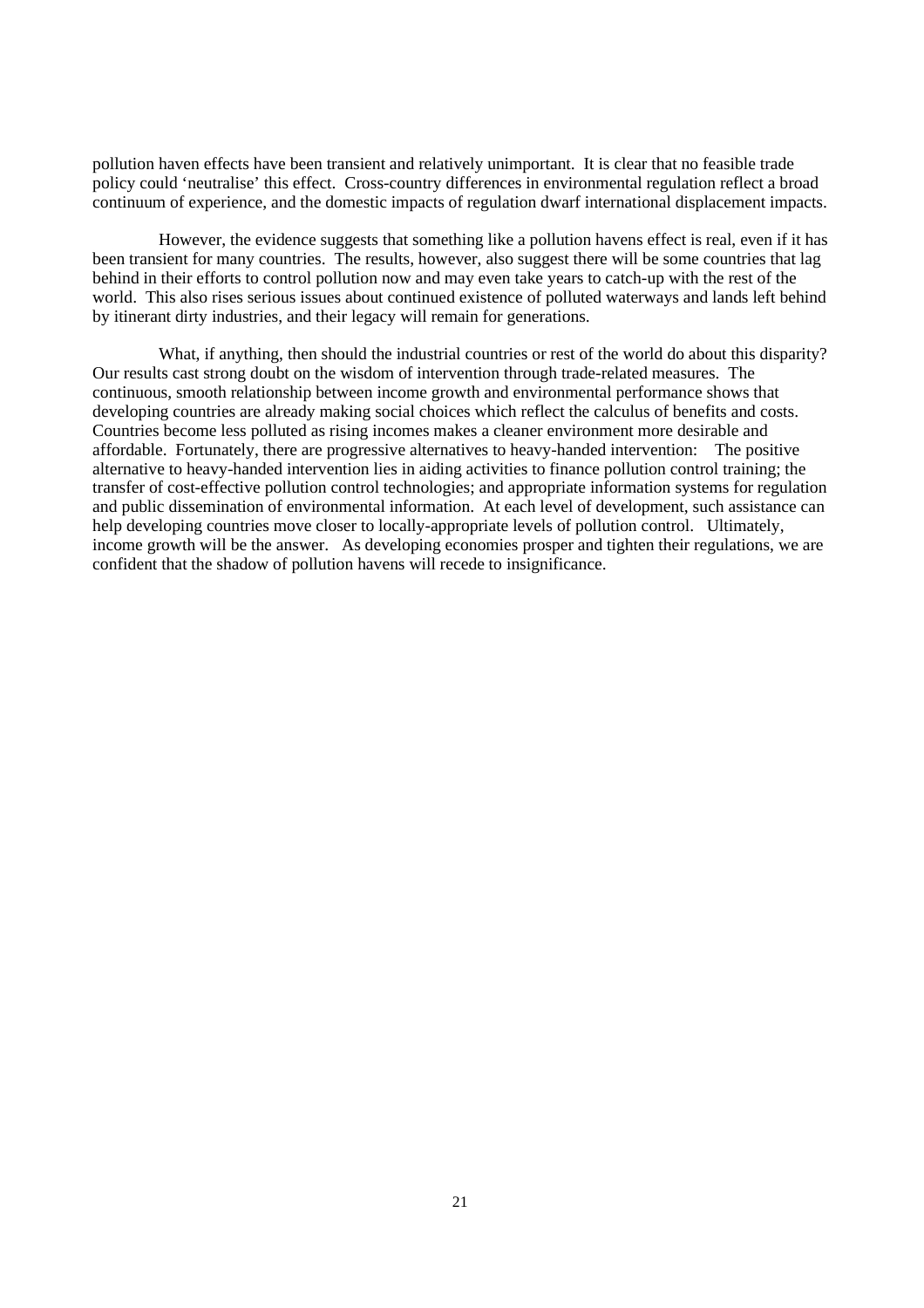pollution haven effects have been transient and relatively unimportant. It is clear that no feasible trade policy could 'neutralise' this effect. Cross-country differences in environmental regulation reflect a broad continuum of experience, and the domestic impacts of regulation dwarf international displacement impacts.

However, the evidence suggests that something like a pollution havens effect is real, even if it has been transient for many countries. The results, however, also suggest there will be some countries that lag behind in their efforts to control pollution now and may even take years to catch-up with the rest of the world. This also rises serious issues about continued existence of polluted waterways and lands left behind by itinerant dirty industries, and their legacy will remain for generations.

What, if anything, then should the industrial countries or rest of the world do about this disparity? Our results cast strong doubt on the wisdom of intervention through trade-related measures. The continuous, smooth relationship between income growth and environmental performance shows that developing countries are already making social choices which reflect the calculus of benefits and costs. Countries become less polluted as rising incomes makes a cleaner environment more desirable and affordable. Fortunately, there are progressive alternatives to heavy-handed intervention: The positive alternative to heavy-handed intervention lies in aiding activities to finance pollution control training; the transfer of cost-effective pollution control technologies; and appropriate information systems for regulation and public dissemination of environmental information. At each level of development, such assistance can help developing countries move closer to locally-appropriate levels of pollution control. Ultimately, income growth will be the answer. As developing economies prosper and tighten their regulations, we are confident that the shadow of pollution havens will recede to insignificance.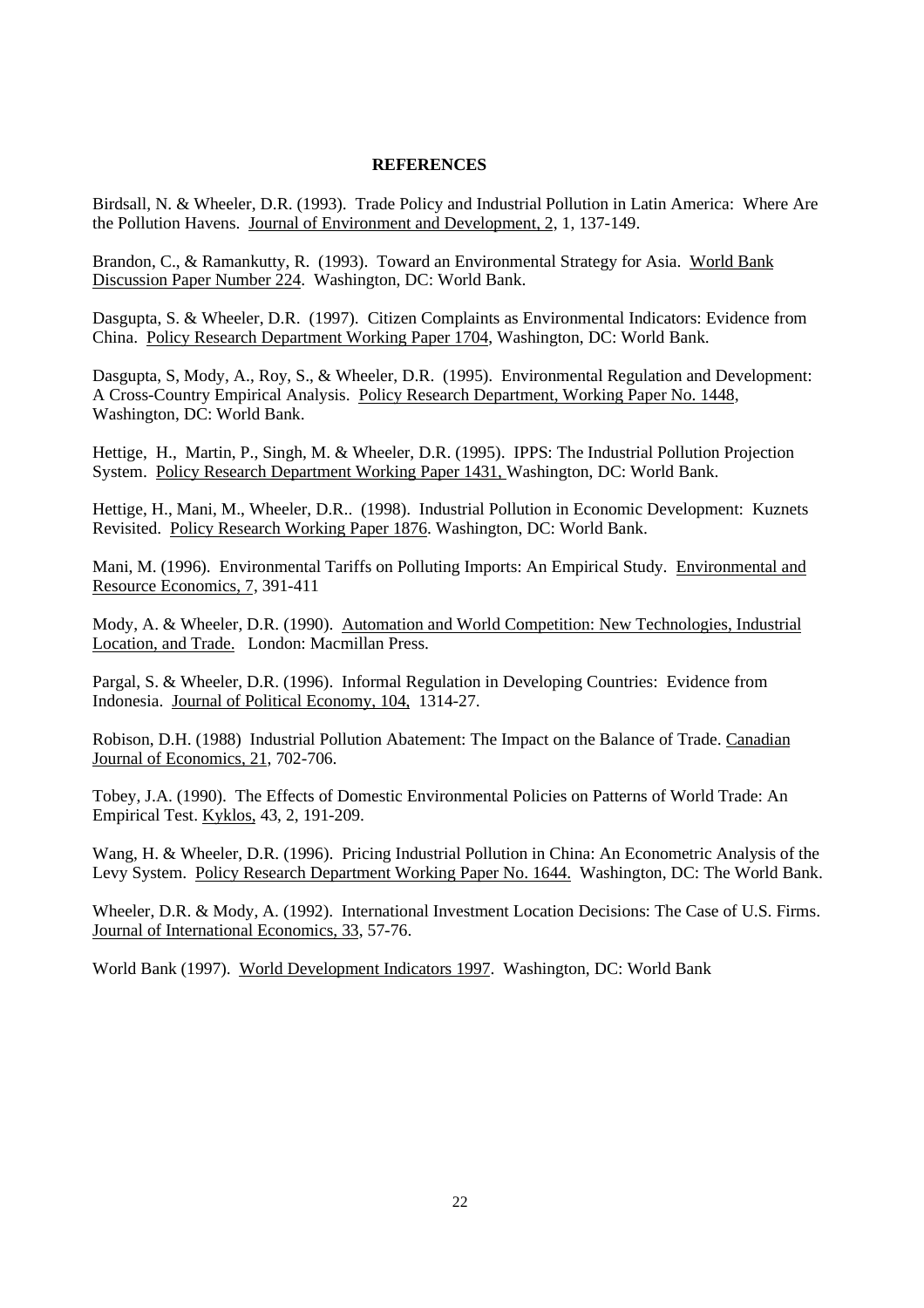## REFERENCES

Birdsall, N. & Wheeler, D.R. (1993). Trade Policy and Industrial Pollution in Latin America: Where Are the Pollution Havens. Journal of Environment and Development, 2, 1, 137-149.

Brandon, C., & Ramankutty, R. (1993). Toward an Environmental Strategy for Asia. World Bank Discussion Paper Number 224. Washington, DC: World Bank.

Dasgupta, S. & Wheeler, D.R. (1997). Citizen Complaints as Environmental Indicators: Evidence from China. Policy Research Department Working Paper 1704, Washington, DC: World Bank.

Dasgupta, S, Mody, A., Roy, S., & Wheeler, D.R. (1995). Environmental Regulation and Development: A Cross-Country Empirical Analysis. Policy Research Department, Working Paper No. 1448, Washington, DC: World Bank.

Hettige, H., Martin, P., Singh, M. & Wheeler, D.R. (1995). IPPS: The Industrial Pollution Projection System. Policy Research Department Working Paper 1431, Washington, DC: World Bank.

Hettige, H., Mani, M., Wheeler, D.R.. (1998). Industrial Pollution in Economic Development: Kuznets Revisited. Policy Research Working Paper 1876. Washington, DC: World Bank.

Mani, M. (1996). Environmental Tariffs on Polluting Imports: An Empirical Study. Environmental and Resource Economics, 7, 391-411

Mody, A. & Wheeler, D.R. (1990). Automation and World Competition: New Technologies, Industrial Location, and Trade. London: Macmillan Press.

Pargal, S. & Wheeler, D.R. (1996). Informal Regulation in Developing Countries: Evidence from Indonesia. Journal of Political Economy, 104, 1314-27.

Robison, D.H. (1988) Industrial Pollution Abatement: The Impact on the Balance of Trade. Canadian Journal of Economics, 21, 702-706.

Tobey, J.A. (1990). The Effects of Domestic Environmental Policies on Patterns of World Trade: An Empirical Test. Kyklos, 43, 2, 191-209.

Wang, H. & Wheeler, D.R. (1996). Pricing Industrial Pollution in China: An Econometric Analysis of the Levy System. Policy Research Department Working Paper No. 1644. Washington, DC: The World Bank.

Wheeler, D.R. & Mody, A. (1992). International Investment Location Decisions: The Case of U.S. Firms. Journal of International Economics, 33, 57-76.

World Bank (1997). World Development Indicators 1997. Washington, DC: World Bank